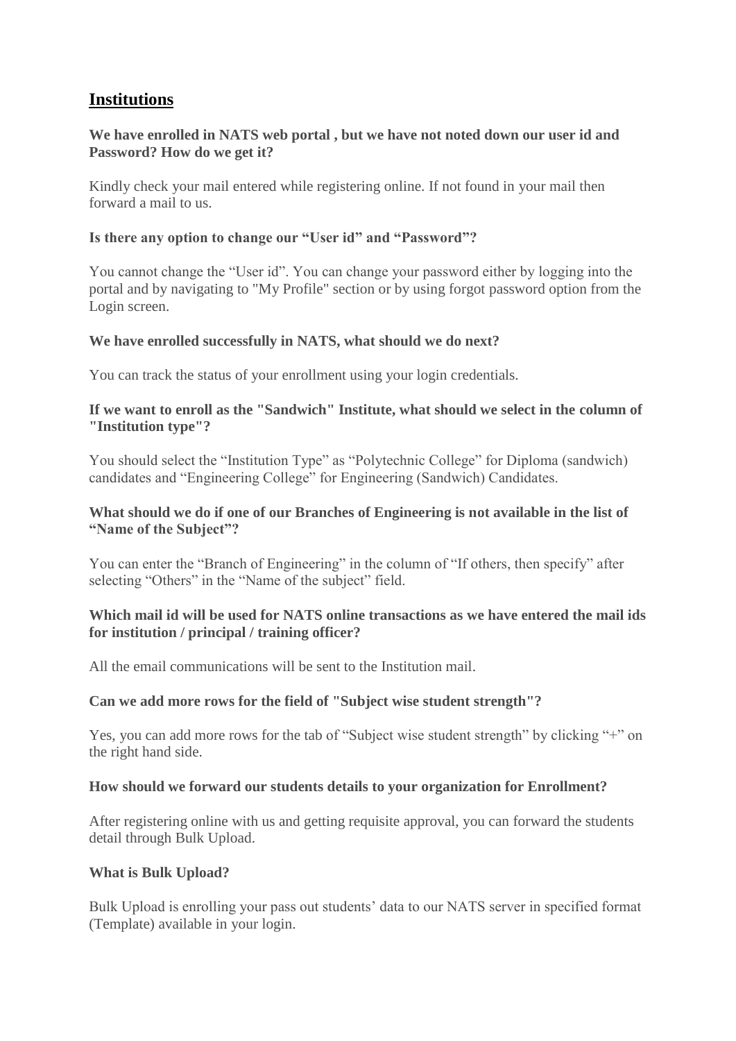## Institutions

**We have enrolled in NATS web portal , but we have not noted down our user id and Password? How do we get it?**

Kindly check your mail entered while registering online. If not found in your mail then forward a mail to us.

**Is there any option to change our “User id” and “Password”?**

You cannot change the “User id”. You can change your password either by logging into the portal and by navigating to "My Profile" section or by using forgot password option from the Login screen.

**We have enrolled successfully in NATS, what should we do next?**

You can track the status of your enrollment using your login credentials.

**If we want to enroll as the "Sandwich" Institute, what should we select in the column of "Institution type"?**

You should select the “Institution Type” as “Polytechnic College” for Diploma (sandwich) candidates and “Engineering College” for Engineering (Sandwich) Candidates.

**What should we do if one of our Branches of Engineering is not available in the list of “Name of the Subject”?**

You can enter the “Branch of Engineering” in the column of “If others, then specify” after selecting “Others” in the “Name of the subject” field.

**Which mail id will be used for NATS online transactions as we have entered the mail ids for institution / principal / training officer?**

All the email communications will be sent to the Institution mail.

**Can we add more rows for the field of "Subject wise student strength"?**

Yes, you can add more rows for the tab of “Subject wise student strength” by clicking “+” on the right hand side.

**How should we forward our students details to your organization for Enrollment?**

After registering online with us and getting requisite approval, you can forward the students detail through Bulk Upload.

**What is Bulk Upload?**

Bulk Upload is enrolling your pass out students’ data to our NATS server in specified format (Template) available in your login.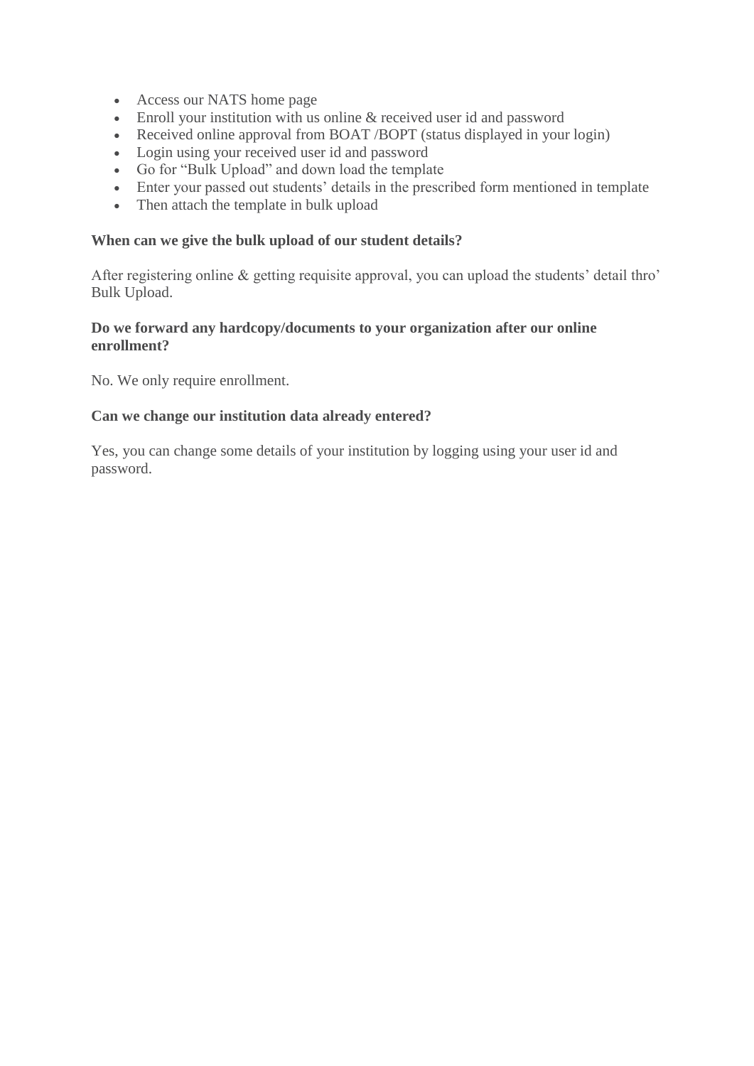- Access our NATS home page
- Enroll your institution with us online & received user id and password
- Received online approval from BOAT /BOPT (status displayed in your login)
- Login using your received user id and password
- Go for "Bulk Upload" and down load the template
- Enter your passed out students' details in the prescribed form mentioned in template
- Then attach the template in bulk upload

**When can we give the bulk upload of our student details?**

After registering online & getting requisite approval, you can upload the students' detail thro' Bulk Upload.

**Do we forward any hardcopy/documents to your organization after our online enrollment?**

No. We only require enrollment.

**Can we change our institution data already entered?**

Yes, you can change some details of your institution by logging using your user id and password.